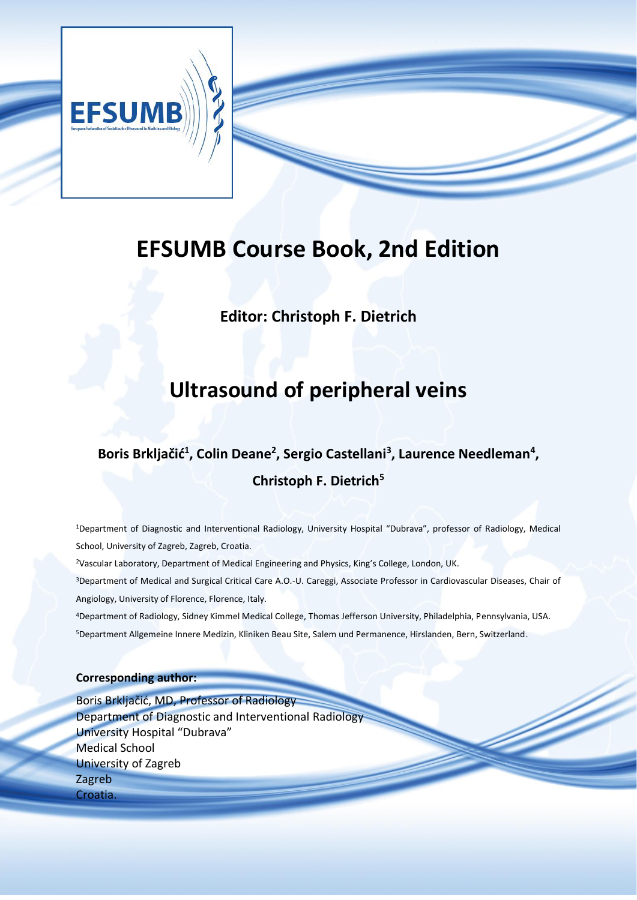# EFSUMB Course Book, 2nd Edition

**Editor: Christoph F. Dietrich**

# Ultrasound of peripheral veins

**Boris Brkljačić[1], Colin Deane[2], Sergio Castellani[3], Laurence Needleman[4], Christoph F. Dietrich[5]**

[1]Department of Diagnostic and Interventional Radiology, University Hospital "Dubrava", professor of Radiology, Medical School, University of Zagreb, Zagreb, Croatia.

[2]Vascular Laboratory, Department of Medical Engineering and Physics, King's College, London, UK.

[3]Department of Medical and Surgical Critical Care A.O.-U. Careggi, Associate Professor in Cardiovascular Diseases, Chair of Angiology, University of Florence, Florence, Italy.

[4]Department of Radiology, Sidney Kimmel Medical College, Thomas Jefferson University, Philadelphia, Pennsylvania, USA.

[5]Department Allgemeine Innere Medizin, Kliniken Beau Site, Salem und Permanence, Hirslanden, Bern, Switzerland.

**Corresponding author:**

Boris Brkljačić, MD, Professor of Radiology
Department of Diagnostic and Interventional Radiology
University Hospital "Dubrava"
Medical School
University of Zagreb
Zagreb
Croatia.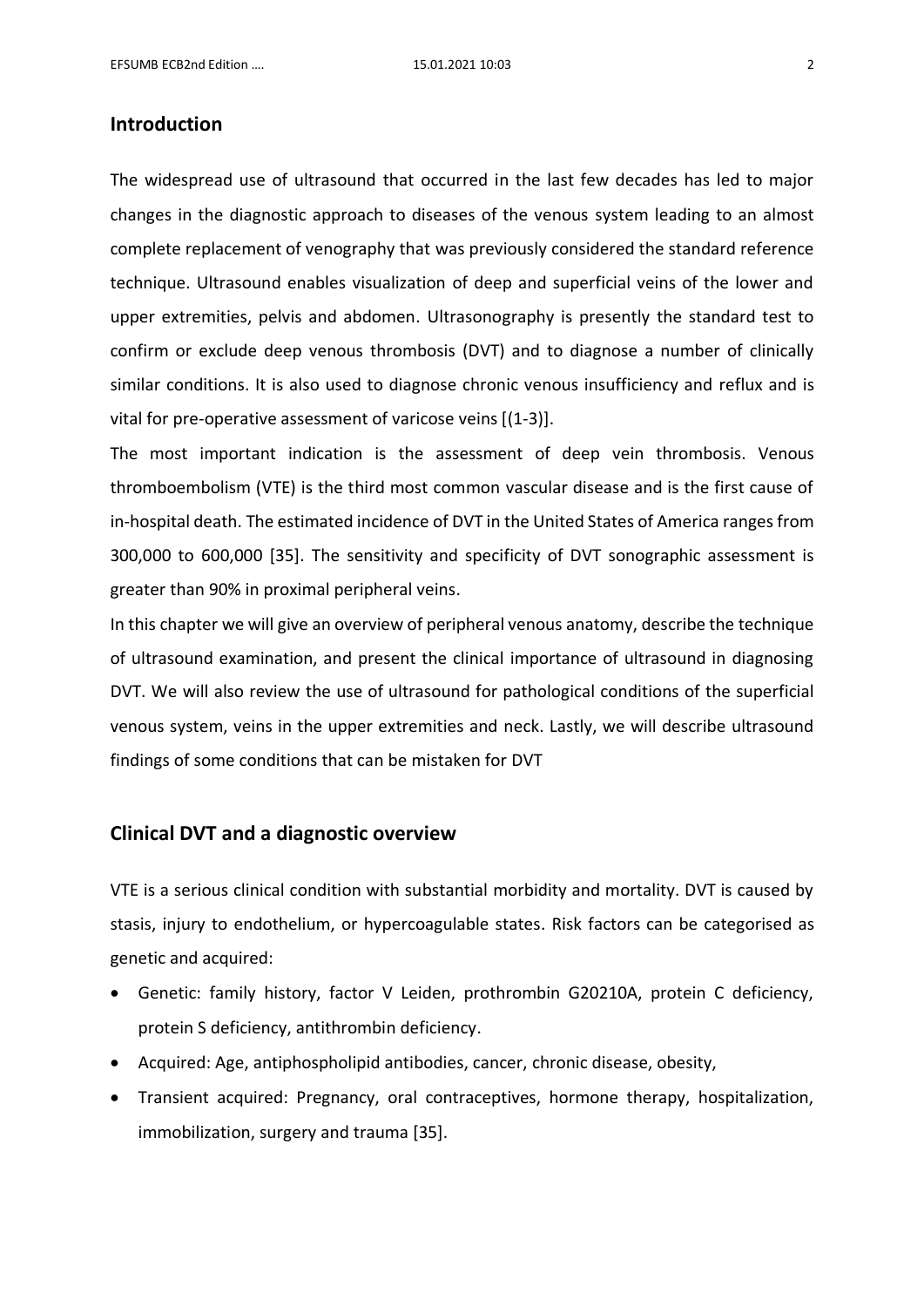## Introduction

The widespread use of ultrasound that occurred in the last few decades has led to major changes in the diagnostic approach to diseases of the venous system leading to an almost complete replacement of venography that was previously considered the standard reference technique. Ultrasound enables visualization of deep and superficial veins of the lower and upper extremities, pelvis and abdomen. Ultrasonography is presently the standard test to confirm or exclude deep venous thrombosis (DVT) and to diagnose a number of clinically similar conditions. It is also used to diagnose chronic venous insufficiency and reflux and is vital for pre-operative assessment of varicose veins [(1-3)].

The most important indication is the assessment of deep vein thrombosis. Venous thromboembolism (VTE) is the third most common vascular disease and is the first cause of in-hospital death. The estimated incidence of DVT in the United States of America ranges from 300,000 to 600,000 [35]. The sensitivity and specificity of DVT sonographic assessment is greater than 90% in proximal peripheral veins.

In this chapter we will give an overview of peripheral venous anatomy, describe the technique of ultrasound examination, and present the clinical importance of ultrasound in diagnosing DVT. We will also review the use of ultrasound for pathological conditions of the superficial venous system, veins in the upper extremities and neck. Lastly, we will describe ultrasound findings of some conditions that can be mistaken for DVT

## Clinical DVT and a diagnostic overview

VTE is a serious clinical condition with substantial morbidity and mortality. DVT is caused by stasis, injury to endothelium, or hypercoagulable states. Risk factors can be categorised as genetic and acquired:

- Genetic: family history, factor V Leiden, prothrombin G20210A, protein C deficiency, protein S deficiency, antithrombin deficiency.
- Acquired: Age, antiphospholipid antibodies, cancer, chronic disease, obesity,
- Transient acquired: Pregnancy, oral contraceptives, hormone therapy, hospitalization, immobilization, surgery and trauma [35].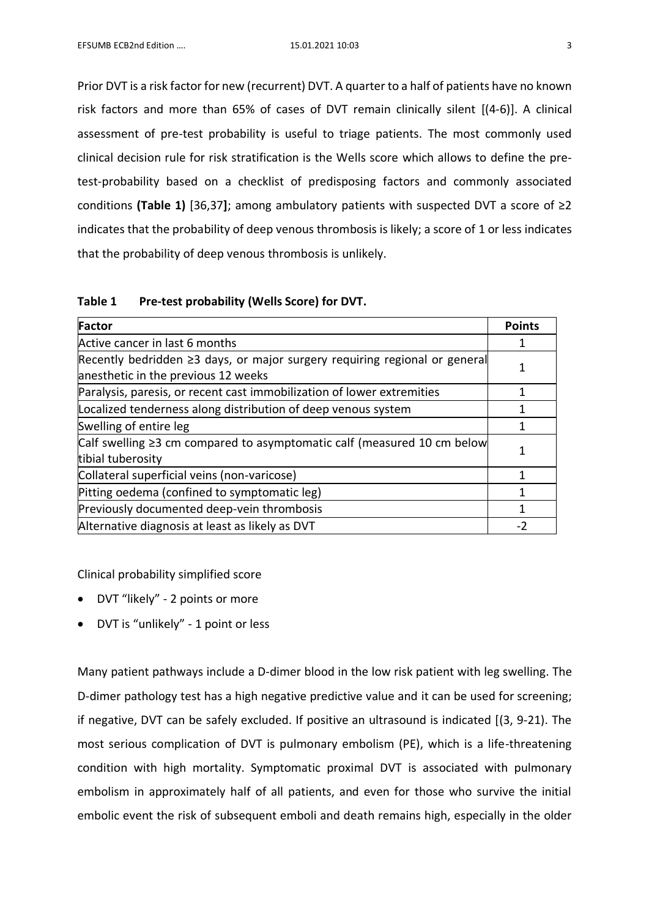Prior DVT is a risk factor for new (recurrent) DVT. A quarter to a half of patients have no known risk factors and more than 65% of cases of DVT remain clinically silent [(4-6)]. A clinical assessment of pre-test probability is useful to triage patients. The most commonly used clinical decision rule for risk stratification is the Wells score which allows to define the pre-test-probability based on a checklist of predisposing factors and commonly associated conditions **(Table 1)** [36,37**]**; among ambulatory patients with suspected DVT a score of ≥2 indicates that the probability of deep venous thrombosis is likely; a score of 1 or less indicates that the probability of deep venous thrombosis is unlikely.

**Table 1 Pre-test probability (Wells Score) for DVT.**

| Factor | Points |
|---|---|
| Active cancer in last 6 months | 1 |
| Recently bedridden ≥3 days, or major surgery requiring regional or general anesthetic in the previous 12 weeks | 1 |
| Paralysis, paresis, or recent cast immobilization of lower extremities | 1 |
| Localized tenderness along distribution of deep venous system | 1 |
| Swelling of entire leg | 1 |
| Calf swelling ≥3 cm compared to asymptomatic calf (measured 10 cm below tibial tuberosity | 1 |
| Collateral superficial veins (non-varicose) | 1 |
| Pitting oedema (confined to symptomatic leg) | 1 |
| Previously documented deep-vein thrombosis | 1 |
| Alternative diagnosis at least as likely as DVT | -2 |

Clinical probability simplified score

- DVT "likely" - 2 points or more
- DVT is "unlikely" - 1 point or less

Many patient pathways include a D-dimer blood in the low risk patient with leg swelling. The D-dimer pathology test has a high negative predictive value and it can be used for screening; if negative, DVT can be safely excluded. If positive an ultrasound is indicated [(3, 9-21). The most serious complication of DVT is pulmonary embolism (PE), which is a life-threatening condition with high mortality. Symptomatic proximal DVT is associated with pulmonary embolism in approximately half of all patients, and even for those who survive the initial embolic event the risk of subsequent emboli and death remains high, especially in the older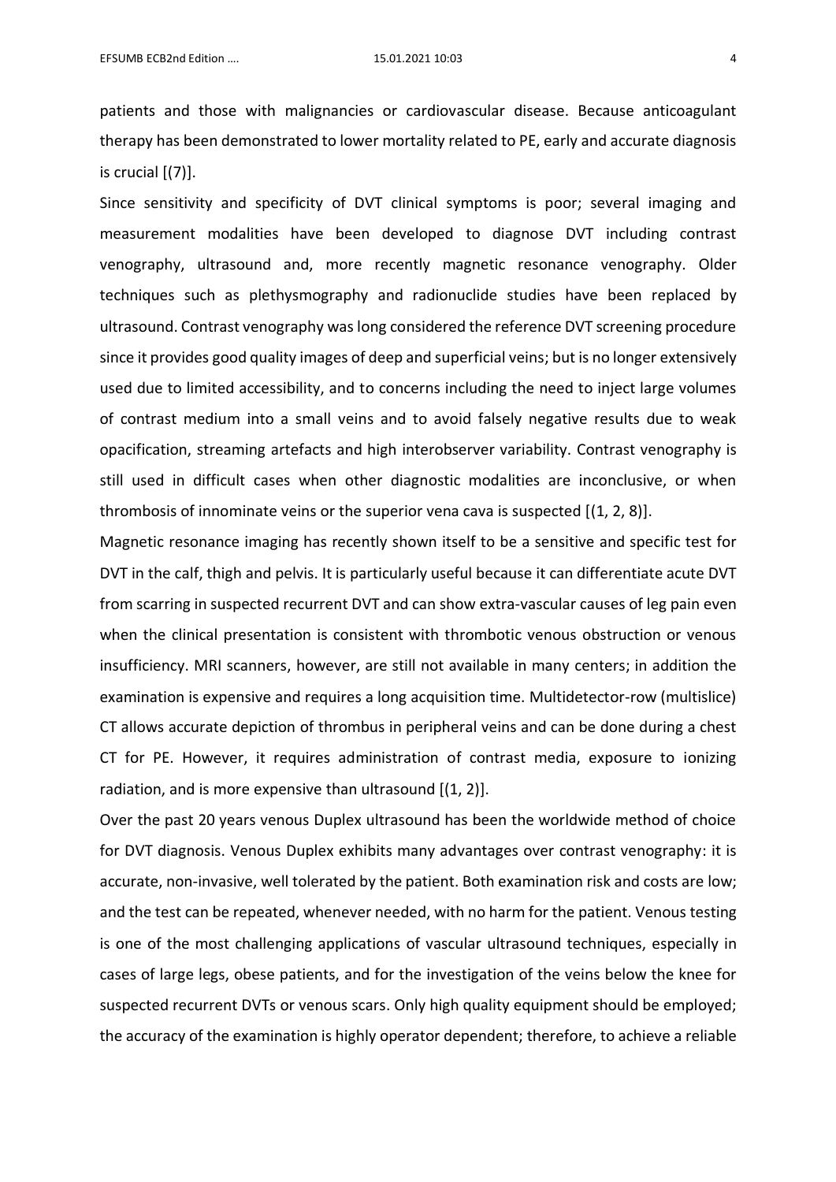patients and those with malignancies or cardiovascular disease. Because anticoagulant therapy has been demonstrated to lower mortality related to PE, early and accurate diagnosis is crucial [(7)].

Since sensitivity and specificity of DVT clinical symptoms is poor; several imaging and measurement modalities have been developed to diagnose DVT including contrast venography, ultrasound and, more recently magnetic resonance venography. Older techniques such as plethysmography and radionuclide studies have been replaced by ultrasound. Contrast venography was long considered the reference DVT screening procedure since it provides good quality images of deep and superficial veins; but is no longer extensively used due to limited accessibility, and to concerns including the need to inject large volumes of contrast medium into a small veins and to avoid falsely negative results due to weak opacification, streaming artefacts and high interobserver variability. Contrast venography is still used in difficult cases when other diagnostic modalities are inconclusive, or when thrombosis of innominate veins or the superior vena cava is suspected [(1, 2, 8)].

Magnetic resonance imaging has recently shown itself to be a sensitive and specific test for DVT in the calf, thigh and pelvis. It is particularly useful because it can differentiate acute DVT from scarring in suspected recurrent DVT and can show extra-vascular causes of leg pain even when the clinical presentation is consistent with thrombotic venous obstruction or venous insufficiency. MRI scanners, however, are still not available in many centers; in addition the examination is expensive and requires a long acquisition time. Multidetector-row (multislice) CT allows accurate depiction of thrombus in peripheral veins and can be done during a chest CT for PE. However, it requires administration of contrast media, exposure to ionizing radiation, and is more expensive than ultrasound [(1, 2)].

Over the past 20 years venous Duplex ultrasound has been the worldwide method of choice for DVT diagnosis. Venous Duplex exhibits many advantages over contrast venography: it is accurate, non-invasive, well tolerated by the patient. Both examination risk and costs are low; and the test can be repeated, whenever needed, with no harm for the patient. Venous testing is one of the most challenging applications of vascular ultrasound techniques, especially in cases of large legs, obese patients, and for the investigation of the veins below the knee for suspected recurrent DVTs or venous scars. Only high quality equipment should be employed; the accuracy of the examination is highly operator dependent; therefore, to achieve a reliable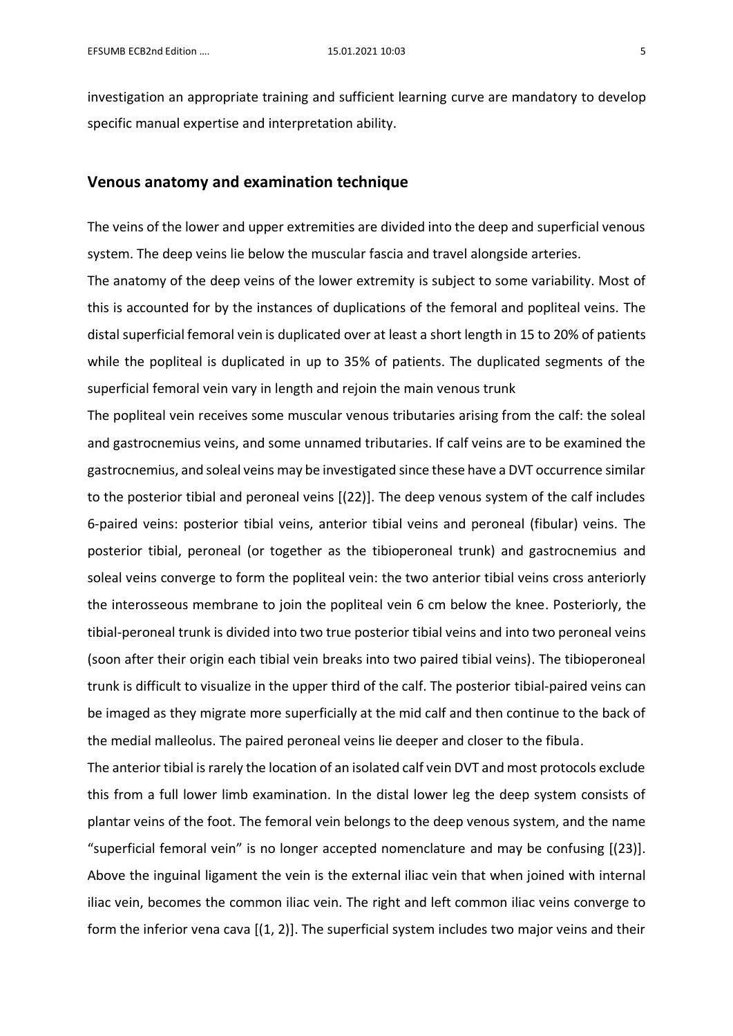investigation an appropriate training and sufficient learning curve are mandatory to develop specific manual expertise and interpretation ability.

## Venous anatomy and examination technique

The veins of the lower and upper extremities are divided into the deep and superficial venous system. The deep veins lie below the muscular fascia and travel alongside arteries.

The anatomy of the deep veins of the lower extremity is subject to some variability. Most of this is accounted for by the instances of duplications of the femoral and popliteal veins. The distal superficial femoral vein is duplicated over at least a short length in 15 to 20% of patients while the popliteal is duplicated in up to 35% of patients. The duplicated segments of the superficial femoral vein vary in length and rejoin the main venous trunk

The popliteal vein receives some muscular venous tributaries arising from the calf: the soleal and gastrocnemius veins, and some unnamed tributaries. If calf veins are to be examined the gastrocnemius, and soleal veins may be investigated since these have a DVT occurrence similar to the posterior tibial and peroneal veins [(22)]. The deep venous system of the calf includes 6-paired veins: posterior tibial veins, anterior tibial veins and peroneal (fibular) veins. The posterior tibial, peroneal (or together as the tibioperoneal trunk) and gastrocnemius and soleal veins converge to form the popliteal vein: the two anterior tibial veins cross anteriorly the interosseous membrane to join the popliteal vein 6 cm below the knee. Posteriorly, the tibial-peroneal trunk is divided into two true posterior tibial veins and into two peroneal veins (soon after their origin each tibial vein breaks into two paired tibial veins). The tibioperoneal trunk is difficult to visualize in the upper third of the calf. The posterior tibial-paired veins can be imaged as they migrate more superficially at the mid calf and then continue to the back of the medial malleolus. The paired peroneal veins lie deeper and closer to the fibula.

The anterior tibial is rarely the location of an isolated calf vein DVT and most protocols exclude this from a full lower limb examination. In the distal lower leg the deep system consists of plantar veins of the foot. The femoral vein belongs to the deep venous system, and the name "superficial femoral vein" is no longer accepted nomenclature and may be confusing [(23)]. Above the inguinal ligament the vein is the external iliac vein that when joined with internal iliac vein, becomes the common iliac vein. The right and left common iliac veins converge to form the inferior vena cava [(1, 2)]. The superficial system includes two major veins and their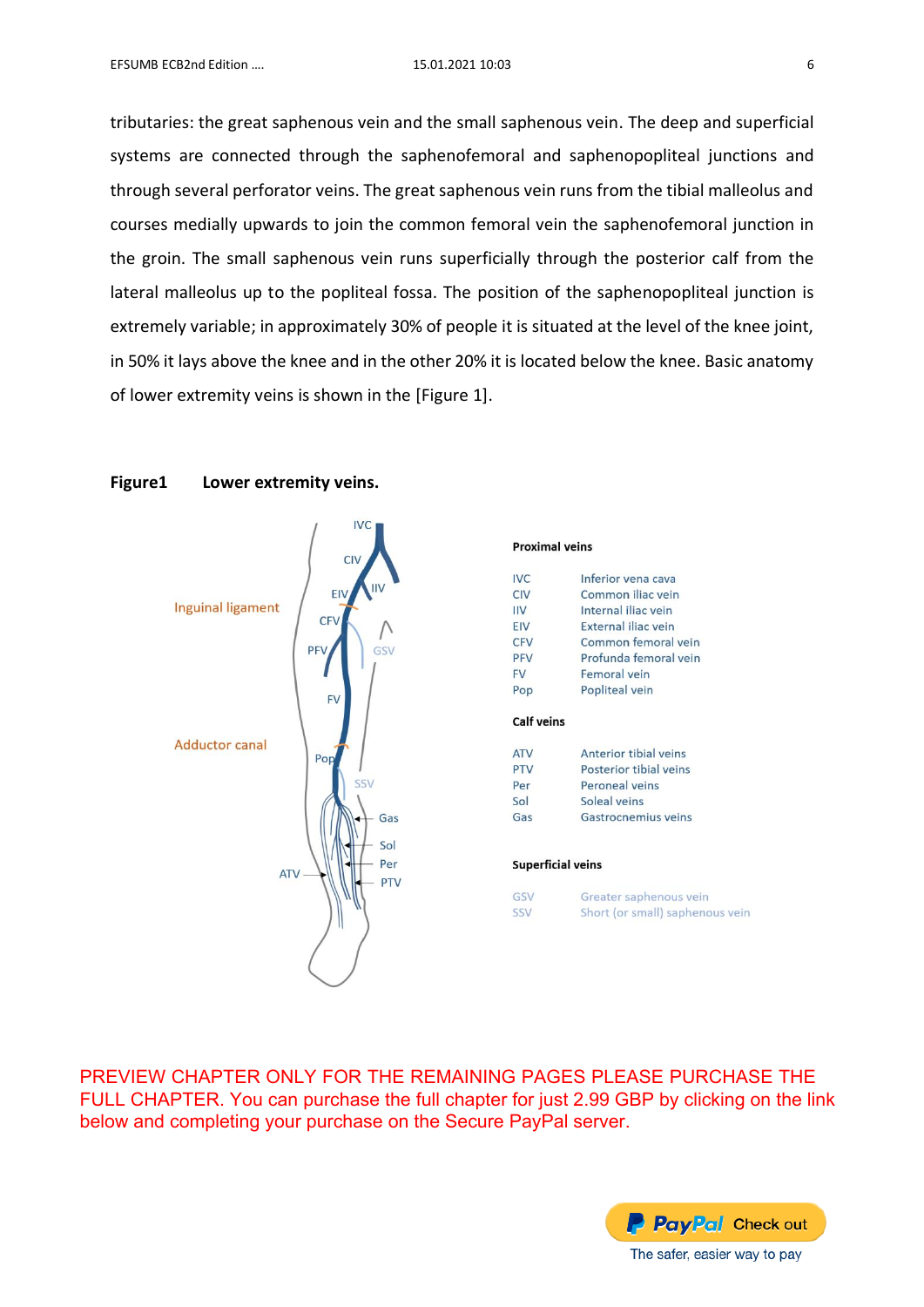tributaries: the great saphenous vein and the small saphenous vein. The deep and superficial systems are connected through the saphenofemoral and saphenopopliteal junctions and through several perforator veins. The great saphenous vein runs from the tibial malleolus and courses medially upwards to join the common femoral vein the saphenofemoral junction in the groin. The small saphenous vein runs superficially through the posterior calf from the lateral malleolus up to the popliteal fossa. The position of the saphenopopliteal junction is extremely variable; in approximately 30% of people it is situated at the level of the knee joint, in 50% it lays above the knee and in the other 20% it is located below the knee. Basic anatomy of lower extremity veins is shown in the [Figure 1].

**Figure1 Lower extremity veins.**

IVC
CIV
IIV
EIV
Inguinal ligament
CFV
PFV
GSV
FV
Adductor canal
Pop
SSV
Gas
Sol
Per
ATV
PTV

**Proximal veins**

IVC Inferior vena cava
CIV Common iliac vein
IIV Internal iliac vein
EIV External iliac vein
CFV Common femoral vein
PFV Profunda femoral vein
FV Femoral vein
Pop Popliteal vein

**Calf veins**

ATV Anterior tibial veins
PTV Posterior tibial veins
Per Peroneal veins
Sol Soleal veins
Gas Gastrocnemius veins

**Superficial veins**

GSV Greater saphenous vein
SSV Short (or small) saphenous vein

PREVIEW CHAPTER ONLY FOR THE REMAINING PAGES PLEASE PURCHASE THE FULL CHAPTER. You can purchase the full chapter for just 2.99 GBP by clicking on the link below and completing your purchase on the Secure PayPal server.

PayPal Check out
The safer, easier way to pay